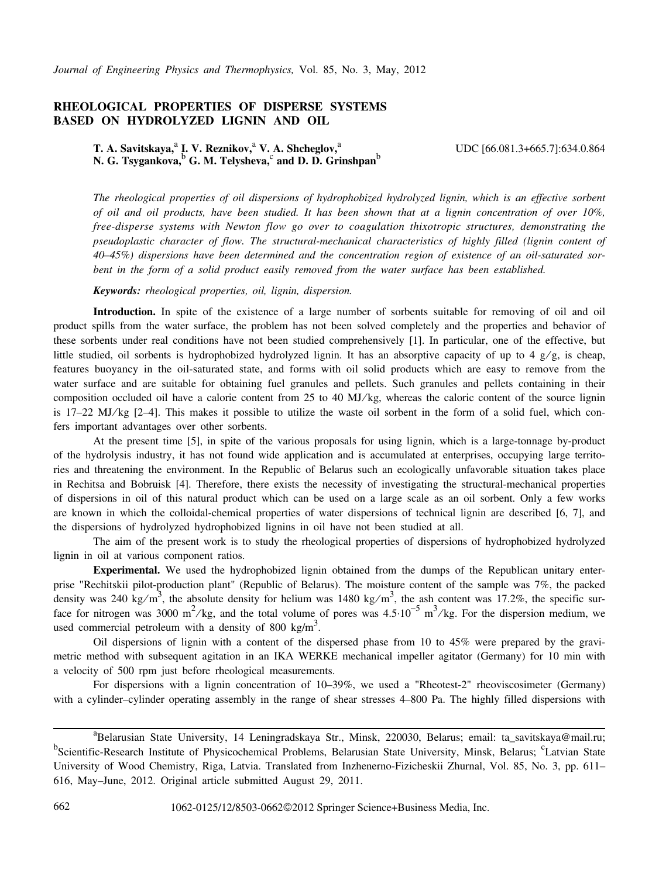# RHEOLOGICAL PROPERTIES OF DISPERSE SYSTEMS BASED ON HYDROLYZED LIGNIN AND OIL

**T. A. Savitskaya,[a] I. V. Reznikov,[a] V. A. Shcheglov,[a] N. G. Tsygankova,[b] G. M. Telysheva,[c] and D. D. Grinshpan[b]**

UDC [66.081.3+665.7]:634.0.864

*The rheological properties of oil dispersions of hydrophobized hydrolyzed lignin, which is an effective sorbent of oil and oil products, have been studied. It has been shown that at a lignin concentration of over 10%, free-disperse systems with Newton flow go over to coagulation thixotropic structures, demonstrating the pseudoplastic character of flow. The structural-mechanical characteristics of highly filled (lignin content of 40–45%) dispersions have been determined and the concentration region of existence of an oil-saturated sorbent in the form of a solid product easily removed from the water surface has been established.*

***Keywords:*** *rheological properties, oil, lignin, dispersion.*

**Introduction.** In spite of the existence of a large number of sorbents suitable for removing of oil and oil product spills from the water surface, the problem has not been solved completely and the properties and behavior of these sorbents under real conditions have not been studied comprehensively [1]. In particular, one of the effective, but little studied, oil sorbents is hydrophobized hydrolyzed lignin. It has an absorptive capacity of up to 4 g/g, is cheap, features buoyancy in the oil-saturated state, and forms with oil solid products which are easy to remove from the water surface and are suitable for obtaining fuel granules and pellets. Such granules and pellets containing in their composition occluded oil have a calorie content from 25 to 40 MJ/kg, whereas the caloric content of the source lignin is 17–22 MJ/kg [2–4]. This makes it possible to utilize the waste oil sorbent in the form of a solid fuel, which confers important advantages over other sorbents.

At the present time [5], in spite of the various proposals for using lignin, which is a large-tonnage by-product of the hydrolysis industry, it has not found wide application and is accumulated at enterprises, occupying large territories and threatening the environment. In the Republic of Belarus such an ecologically unfavorable situation takes place in Rechitsa and Bobruisk [4]. Therefore, there exists the necessity of investigating the structural-mechanical properties of dispersions in oil of this natural product which can be used on a large scale as an oil sorbent. Only a few works are known in which the colloidal-chemical properties of water dispersions of technical lignin are described [6, 7], and the dispersions of hydrolyzed hydrophobized lignins in oil have not been studied at all.

The aim of the present work is to study the rheological properties of dispersions of hydrophobized hydrolyzed lignin in oil at various component ratios.

**Experimental.** We used the hydrophobized lignin obtained from the dumps of the Republican unitary enterprise "Rechitskii pilot-production plant" (Republic of Belarus). The moisture content of the sample was 7%, the packed density was 240 kg/m$^3$, the absolute density for helium was 1480 kg/m$^3$, the ash content was 17.2%, the specific surface for nitrogen was 3000 m$^2$/kg, and the total volume of pores was $4.5 \cdot 10^{-5}$ m$^3$/kg. For the dispersion medium, we used commercial petroleum with a density of 800 kg/m$^3$.

Oil dispersions of lignin with a content of the dispersed phase from 10 to 45% were prepared by the gravimetric method with subsequent agitation in an IKA WERKE mechanical impeller agitator (Germany) for 10 min with a velocity of 500 rpm just before rheological measurements.

For dispersions with a lignin concentration of 10–39%, we used a "Rheotest-2" rheoviscosimeter (Germany) with a cylinder–cylinder operating assembly in the range of shear stresses 4–800 Pa. The highly filled dispersions with

---

[a]Belarusian State University, 14 Leningradskaya Str., Minsk, 220030, Belarus; email: ta_savitskaya@mail.ru; [b]Scientific-Research Institute of Physicochemical Problems, Belarusian State University, Minsk, Belarus; [c]Latvian State University of Wood Chemistry, Riga, Latvia. Translated from Inzhenerno-Fizicheskii Zhurnal, Vol. 85, No. 3, pp. 611–616, May–June, 2012. Original article submitted August 29, 2011.

1062-0125/12/8503-0662©2012 Springer Science+Business Media, Inc.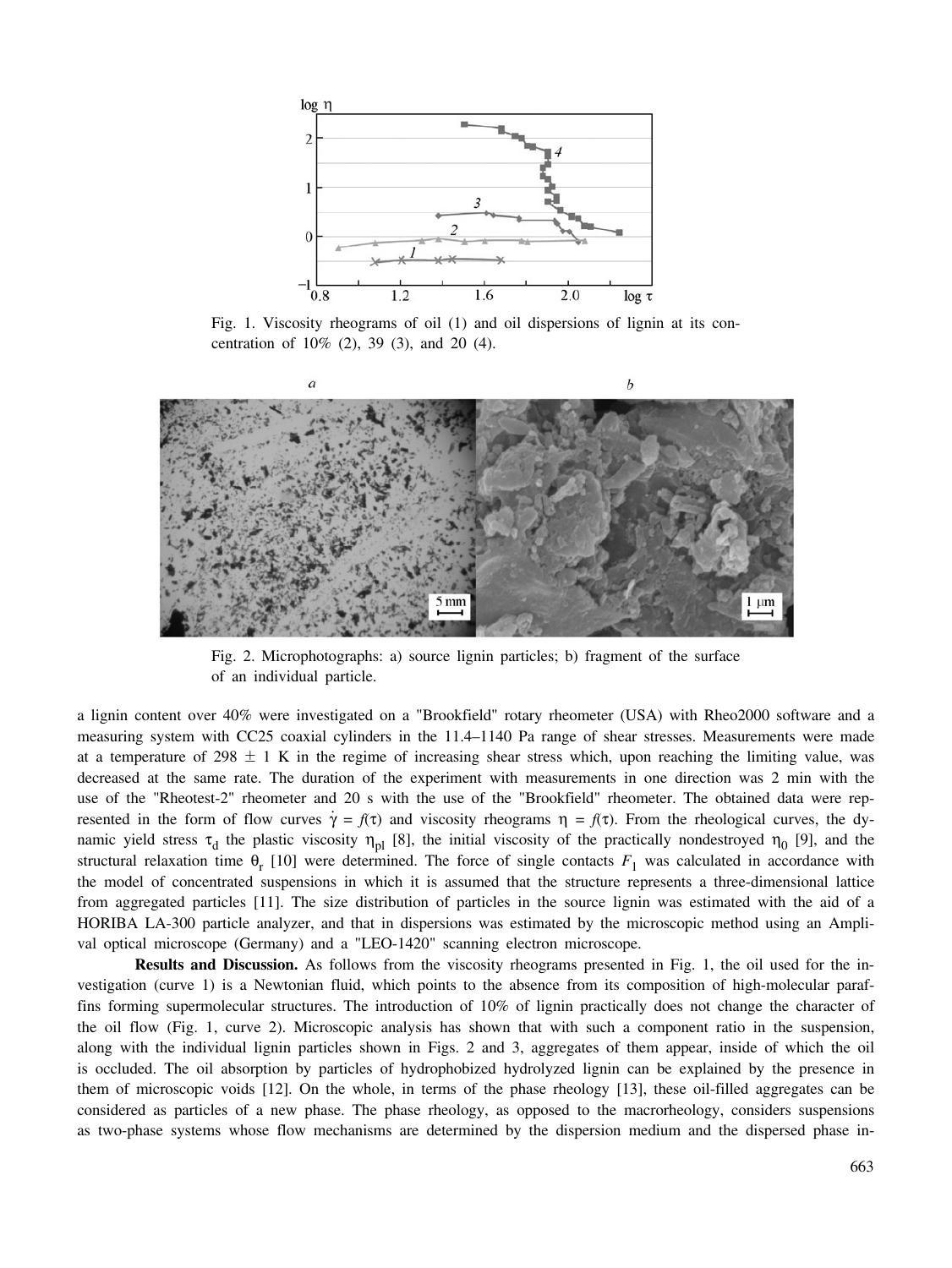Fig. 1. Viscosity rheograms of oil (1) and oil dispersions of lignin at its concentration of 10% (2), 39 (3), and 20 (4).

Fig. 2. Microphotographs: a) source lignin particles; b) fragment of the surface of an individual particle.

a lignin content over 40% were investigated on a "Brookfield" rotary rheometer (USA) with Rheo2000 software and a measuring system with CC25 coaxial cylinders in the 11.4–1140 Pa range of shear stresses. Measurements were made at a temperature of 298 ± 1 K in the regime of increasing shear stress which, upon reaching the limiting value, was decreased at the same rate. The duration of the experiment with measurements in one direction was 2 min with the use of the "Rheotest-2" rheometer and 20 s with the use of the "Brookfield" rheometer. The obtained data were represented in the form of flow curves $\dot{\gamma} = f(\tau)$ and viscosity rheograms $\eta = f(\tau)$. From the rheological curves, the dynamic yield stress $\tau_d$ the plastic viscosity $\eta_{pl}$ [8], the initial viscosity of the practically nondestroyed $\eta_0$ [9], and the structural relaxation time $\theta_r$ [10] were determined. The force of single contacts $F_1$ was calculated in accordance with the model of concentrated suspensions in which it is assumed that the structure represents a three-dimensional lattice from aggregated particles [11]. The size distribution of particles in the source lignin was estimated with the aid of a HORIBA LA-300 particle analyzer, and that in dispersions was estimated by the microscopic method using an Amplival optical microscope (Germany) and a "LEO-1420" scanning electron microscope.

**Results and Discussion.** As follows from the viscosity rheograms presented in Fig. 1, the oil used for the investigation (curve 1) is a Newtonian fluid, which points to the absence from its composition of high-molecular paraffins forming supermolecular structures. The introduction of 10% of lignin practically does not change the character of the oil flow (Fig. 1, curve 2). Microscopic analysis has shown that with such a component ratio in the suspension, along with the individual lignin particles shown in Figs. 2 and 3, aggregates of them appear, inside of which the oil is occluded. The oil absorption by particles of hydrophobized hydrolyzed lignin can be explained by the presence in them of microscopic voids [12]. On the whole, in terms of the phase rheology [13], these oil-filled aggregates can be considered as particles of a new phase. The phase rheology, as opposed to the macrorheology, considers suspensions as two-phase systems whose flow mechanisms are determined by the dispersion medium and the dispersed phase in-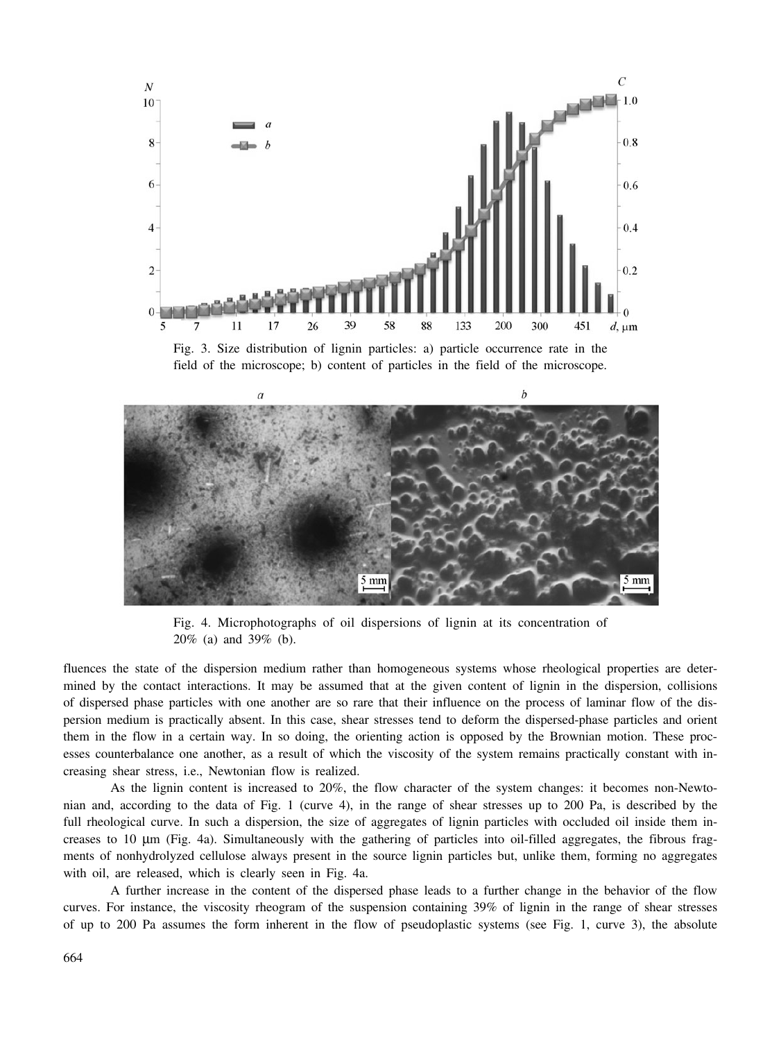Fig. 3. Size distribution of lignin particles: a) particle occurrence rate in the field of the microscope; b) content of particles in the field of the microscope.

Fig. 4. Microphotographs of oil dispersions of lignin at its concentration of 20% (a) and 39% (b).

fluences the state of the dispersion medium rather than homogeneous systems whose rheological properties are determined by the contact interactions. It may be assumed that at the given content of lignin in the dispersion, collisions of dispersed phase particles with one another are so rare that their influence on the process of laminar flow of the dispersion medium is practically absent. In this case, shear stresses tend to deform the dispersed-phase particles and orient them in the flow in a certain way. In so doing, the orienting action is opposed by the Brownian motion. These processes counterbalance one another, as a result of which the viscosity of the system remains practically constant with increasing shear stress, i.e., Newtonian flow is realized.

As the lignin content is increased to 20%, the flow character of the system changes: it becomes non-Newtonian and, according to the data of Fig. 1 (curve 4), in the range of shear stresses up to 200 Pa, is described by the full rheological curve. In such a dispersion, the size of aggregates of lignin particles with occluded oil inside them increases to 10 μm (Fig. 4a). Simultaneously with the gathering of particles into oil-filled aggregates, the fibrous fragments of nonhydrolyzed cellulose always present in the source lignin particles but, unlike them, forming no aggregates with oil, are released, which is clearly seen in Fig. 4a.

A further increase in the content of the dispersed phase leads to a further change in the behavior of the flow curves. For instance, the viscosity rheogram of the suspension containing 39% of lignin in the range of shear stresses of up to 200 Pa assumes the form inherent in the flow of pseudoplastic systems (see Fig. 1, curve 3), the absolute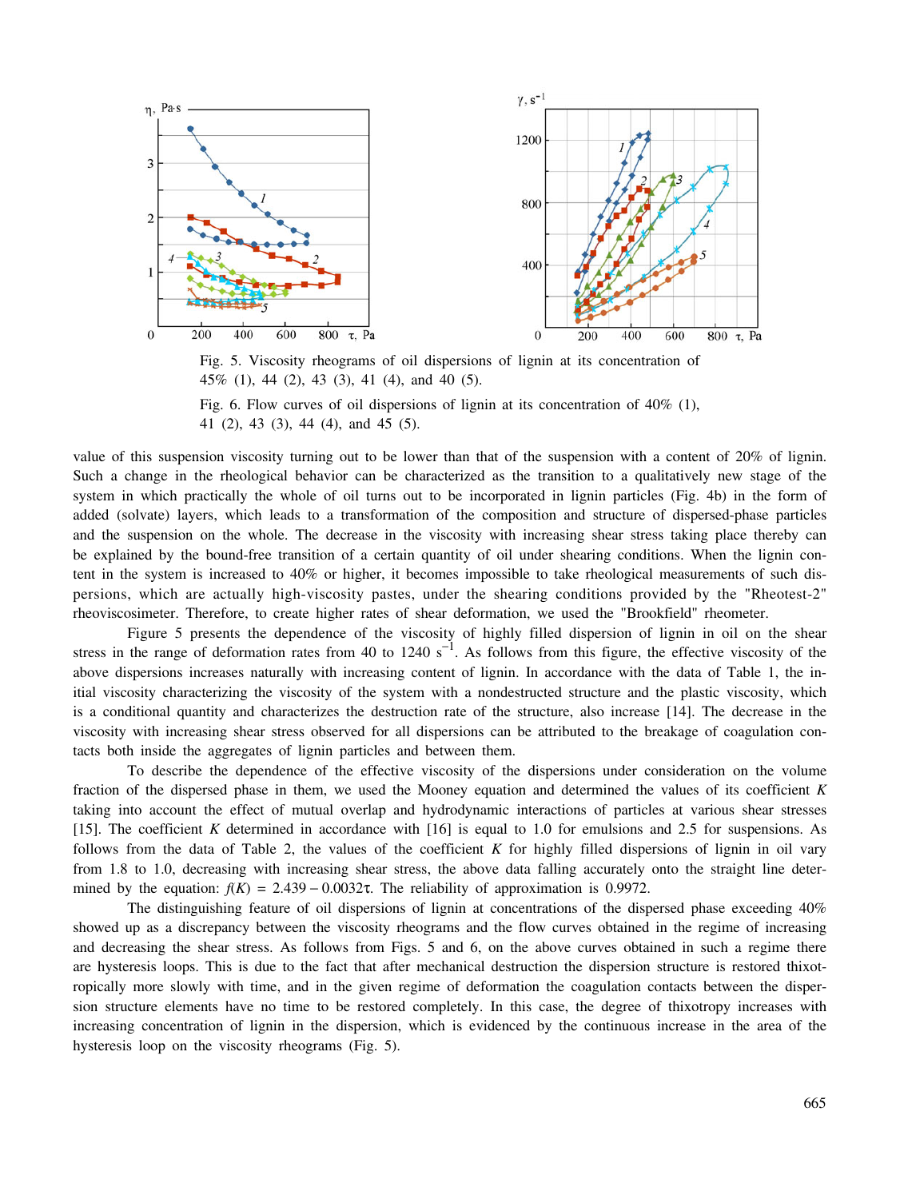Fig. 5. Viscosity rheograms of oil dispersions of lignin at its concentration of 45% (1), 44 (2), 43 (3), 41 (4), and 40 (5).

Fig. 6. Flow curves of oil dispersions of lignin at its concentration of 40% (1), 41 (2), 43 (3), 44 (4), and 45 (5).

value of this suspension viscosity turning out to be lower than that of the suspension with a content of 20% of lignin. Such a change in the rheological behavior can be characterized as the transition to a qualitatively new stage of the system in which practically the whole of oil turns out to be incorporated in lignin particles (Fig. 4b) in the form of added (solvate) layers, which leads to a transformation of the composition and structure of dispersed-phase particles and the suspension on the whole. The decrease in the viscosity with increasing shear stress taking place thereby can be explained by the bound-free transition of a certain quantity of oil under shearing conditions. When the lignin content in the system is increased to 40% or higher, it becomes impossible to take rheological measurements of such dispersions, which are actually high-viscosity pastes, under the shearing conditions provided by the "Rheotest-2" rheoviscosimeter. Therefore, to create higher rates of shear deformation, we used the "Brookfield" rheometer.

Figure 5 presents the dependence of the viscosity of highly filled dispersion of lignin in oil on the shear stress in the range of deformation rates from 40 to 1240 $s^{-1}$. As follows from this figure, the effective viscosity of the above dispersions increases naturally with increasing content of lignin. In accordance with the data of Table 1, the initial viscosity characterizing the viscosity of the system with a nondestructed structure and the plastic viscosity, which is a conditional quantity and characterizes the destruction rate of the structure, also increase [14]. The decrease in the viscosity with increasing shear stress observed for all dispersions can be attributed to the breakage of coagulation contacts both inside the aggregates of lignin particles and between them.

To describe the dependence of the effective viscosity of the dispersions under consideration on the volume fraction of the dispersed phase in them, we used the Mooney equation and determined the values of its coefficient $K$ taking into account the effect of mutual overlap and hydrodynamic interactions of particles at various shear stresses [15]. The coefficient $K$ determined in accordance with [16] is equal to 1.0 for emulsions and 2.5 for suspensions. As follows from the data of Table 2, the values of the coefficient $K$ for highly filled dispersions of lignin in oil vary from 1.8 to 1.0, decreasing with increasing shear stress, the above data falling accurately onto the straight line determined by the equation: $f(K) = 2.439 - 0.0032\tau$. The reliability of approximation is 0.9972.

The distinguishing feature of oil dispersions of lignin at concentrations of the dispersed phase exceeding 40% showed up as a discrepancy between the viscosity rheograms and the flow curves obtained in the regime of increasing and decreasing the shear stress. As follows from Figs. 5 and 6, on the above curves obtained in such a regime there are hysteresis loops. This is due to the fact that after mechanical destruction the dispersion structure is restored thixotropically more slowly with time, and in the given regime of deformation the coagulation contacts between the dispersion structure elements have no time to be restored completely. In this case, the degree of thixotropy increases with increasing concentration of lignin in the dispersion, which is evidenced by the continuous increase in the area of the hysteresis loop on the viscosity rheograms (Fig. 5).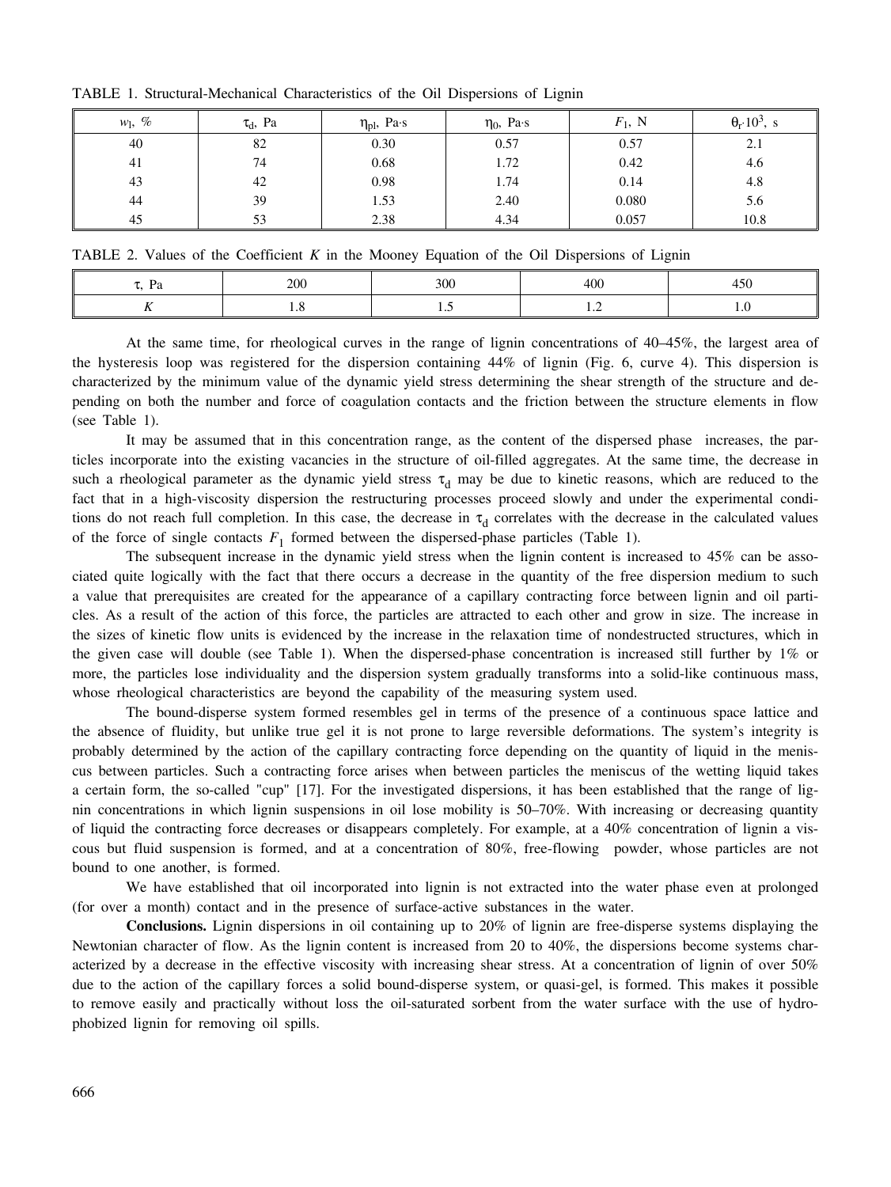TABLE 1. Structural-Mechanical Characteristics of the Oil Dispersions of Lignin

| $w_l$, % | $\tau_d$, Pa | $\eta_{pl}$, Pa·s | $\eta_0$, Pa·s | $F_1$, N | $\theta_r \cdot 10^3$, s |
|---|---|---|---|---|---|
| 40 | 82 | 0.30 | 0.57 | 0.57 | 2.1 |
| 41 | 74 | 0.68 | 1.72 | 0.42 | 4.6 |
| 43 | 42 | 0.98 | 1.74 | 0.14 | 4.8 |
| 44 | 39 | 1.53 | 2.40 | 0.080 | 5.6 |
| 45 | 53 | 2.38 | 4.34 | 0.057 | 10.8 |

TABLE 2. Values of the Coefficient *K* in the Mooney Equation of the Oil Dispersions of Lignin

| $\tau$, Pa | 200 | 300 | 400 | 450 |
|---|---|---|---|---|
| *K* | 1.8 | 1.5 | 1.2 | 1.0 |

At the same time, for rheological curves in the range of lignin concentrations of 40–45%, the largest area of the hysteresis loop was registered for the dispersion containing 44% of lignin (Fig. 6, curve 4). This dispersion is characterized by the minimum value of the dynamic yield stress determining the shear strength of the structure and depending on both the number and force of coagulation contacts and the friction between the structure elements in flow (see Table 1).

It may be assumed that in this concentration range, as the content of the dispersed phase increases, the particles incorporate into the existing vacancies in the structure of oil-filled aggregates. At the same time, the decrease in such a rheological parameter as the dynamic yield stress $\tau_d$ may be due to kinetic reasons, which are reduced to the fact that in a high-viscosity dispersion the restructuring processes proceed slowly and under the experimental conditions do not reach full completion. In this case, the decrease in $\tau_d$ correlates with the decrease in the calculated values of the force of single contacts $F_1$ formed between the dispersed-phase particles (Table 1).

The subsequent increase in the dynamic yield stress when the lignin content is increased to 45% can be associated quite logically with the fact that there occurs a decrease in the quantity of the free dispersion medium to such a value that prerequisites are created for the appearance of a capillary contracting force between lignin and oil particles. As a result of the action of this force, the particles are attracted to each other and grow in size. The increase in the sizes of kinetic flow units is evidenced by the increase in the relaxation time of nondestructed structures, which in the given case will double (see Table 1). When the dispersed-phase concentration is increased still further by 1% or more, the particles lose individuality and the dispersion system gradually transforms into a solid-like continuous mass, whose rheological characteristics are beyond the capability of the measuring system used.

The bound-disperse system formed resembles gel in terms of the presence of a continuous space lattice and the absence of fluidity, but unlike true gel it is not prone to large reversible deformations. The system's integrity is probably determined by the action of the capillary contracting force depending on the quantity of liquid in the meniscus between particles. Such a contracting force arises when between particles the meniscus of the wetting liquid takes a certain form, the so-called "cup" [17]. For the investigated dispersions, it has been established that the range of lignin concentrations in which lignin suspensions in oil lose mobility is 50–70%. With increasing or decreasing quantity of liquid the contracting force decreases or disappears completely. For example, at a 40% concentration of lignin a viscous but fluid suspension is formed, and at a concentration of 80%, free-flowing powder, whose particles are not bound to one another, is formed.

We have established that oil incorporated into lignin is not extracted into the water phase even at prolonged (for over a month) contact and in the presence of surface-active substances in the water.

**Conclusions.** Lignin dispersions in oil containing up to 20% of lignin are free-disperse systems displaying the Newtonian character of flow. As the lignin content is increased from 20 to 40%, the dispersions become systems characterized by a decrease in the effective viscosity with increasing shear stress. At a concentration of lignin of over 50% due to the action of the capillary forces a solid bound-disperse system, or quasi-gel, is formed. This makes it possible to remove easily and practically without loss the oil-saturated sorbent from the water surface with the use of hydrophobized lignin for removing oil spills.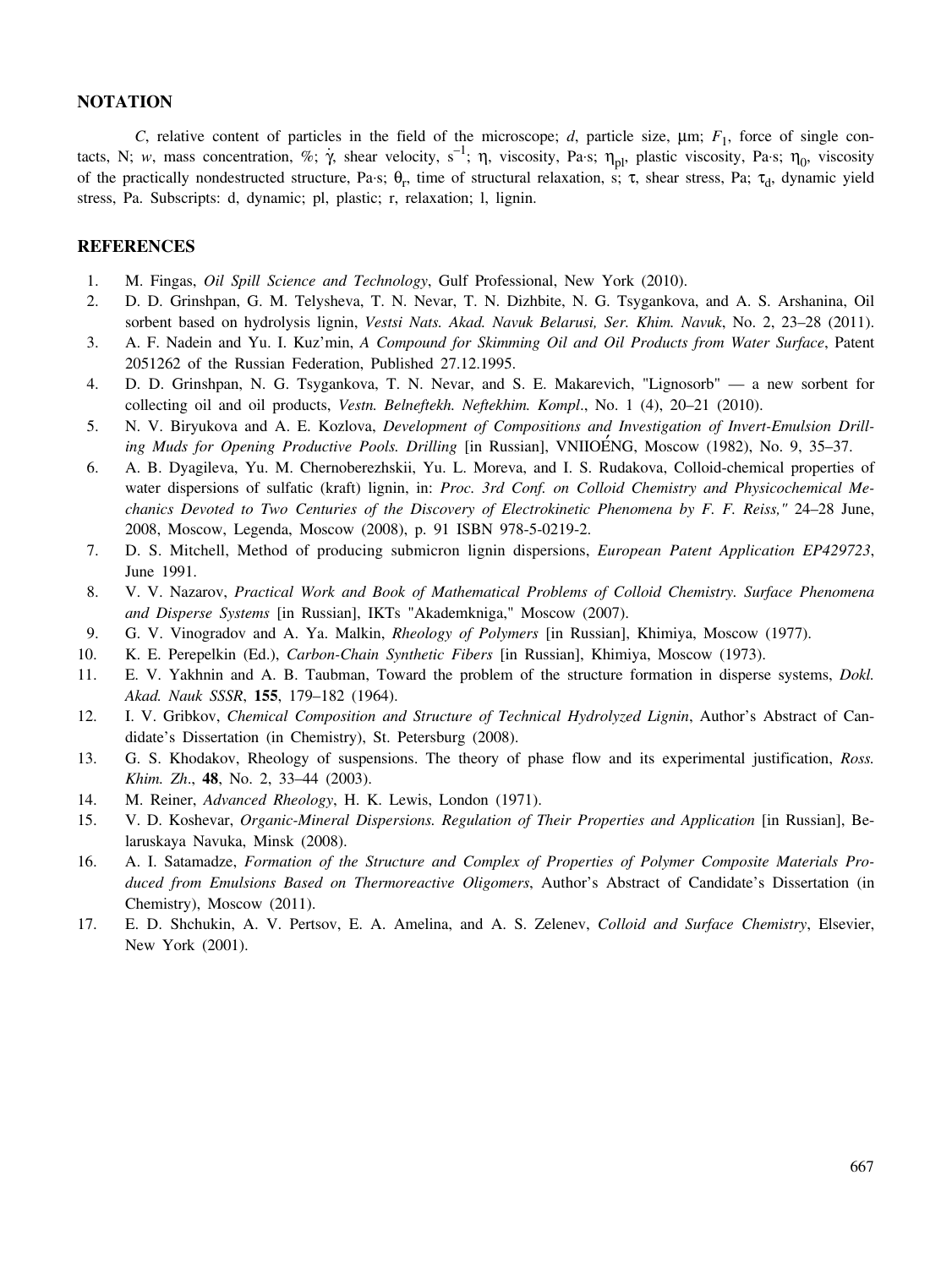## NOTATION

*C*, relative content of particles in the field of the microscope; *d*, particle size, μm; $F_1$, force of single contacts, N; *w*, mass concentration, %; $\dot{\gamma}$, shear velocity, $s^{-1}$; η, viscosity, Pa·s; $\eta_{pl}$, plastic viscosity, Pa·s; $\eta_0$, viscosity of the practically nondestructed structure, Pa·s; $\theta_r$, time of structural relaxation, s; τ, shear stress, Pa; $\tau_d$, dynamic yield stress, Pa. Subscripts: d, dynamic; pl, plastic; r, relaxation; l, lignin.

## REFERENCES

1. M. Fingas, *Oil Spill Science and Technology*, Gulf Professional, New York (2010).
2. D. D. Grinshpan, G. M. Telysheva, T. N. Nevar, T. N. Dizhbite, N. G. Tsygankova, and A. S. Arshanina, Oil sorbent based on hydrolysis lignin, *Vestsi Nats. Akad. Navuk Belarusi, Ser. Khim. Navuk*, No. 2, 23–28 (2011).
3. A. F. Nadein and Yu. I. Kuz'min, *A Compound for Skimming Oil and Oil Products from Water Surface*, Patent 2051262 of the Russian Federation, Published 27.12.1995.
4. D. D. Grinshpan, N. G. Tsygankova, T. N. Nevar, and S. E. Makarevich, "Lignosorb" — a new sorbent for collecting oil and oil products, *Vestn. Belneftekh. Neftekhim. Kompl*., No. 1 (4), 20–21 (2010).
5. N. V. Biryukova and A. E. Kozlova, *Development of Compositions and Investigation of Invert-Emulsion Drilling Muds for Opening Productive Pools. Drilling* [in Russian], VNIIOÉNG, Moscow (1982), No. 9, 35–37.
6. A. B. Dyagileva, Yu. M. Chernoberezhskii, Yu. L. Moreva, and I. S. Rudakova, Colloid-chemical properties of water dispersions of sulfatic (kraft) lignin, in: *Proc. 3rd Conf. on Colloid Chemistry and Physicochemical Mechanics Devoted to Two Centuries of the Discovery of Electrokinetic Phenomena by F. F. Reiss,"* 24–28 June, 2008, Moscow, Legenda, Moscow (2008), p. 91 ISBN 978-5-0219-2.
7. D. S. Mitchell, Method of producing submicron lignin dispersions, *European Patent Application EP429723*, June 1991.
8. V. V. Nazarov, *Practical Work and Book of Mathematical Problems of Colloid Chemistry. Surface Phenomena and Disperse Systems* [in Russian], IKTs "Akademkniga," Moscow (2007).
9. G. V. Vinogradov and A. Ya. Malkin, *Rheology of Polymers* [in Russian], Khimiya, Moscow (1977).
10. K. E. Perepelkin (Ed.), *Carbon-Chain Synthetic Fibers* [in Russian], Khimiya, Moscow (1973).
11. E. V. Yakhnin and A. B. Taubman, Toward the problem of the structure formation in disperse systems, *Dokl. Akad. Nauk SSSR*, **155**, 179–182 (1964).
12. I. V. Gribkov, *Chemical Composition and Structure of Technical Hydrolyzed Lignin*, Author's Abstract of Candidate's Dissertation (in Chemistry), St. Petersburg (2008).
13. G. S. Khodakov, Rheology of suspensions. The theory of phase flow and its experimental justification, *Ross. Khim. Zh*., **48**, No. 2, 33–44 (2003).
14. M. Reiner, *Advanced Rheology*, H. K. Lewis, London (1971).
15. V. D. Koshevar, *Organic-Mineral Dispersions. Regulation of Their Properties and Application* [in Russian], Belaruskaya Navuka, Minsk (2008).
16. A. I. Satamadze, *Formation of the Structure and Complex of Properties of Polymer Composite Materials Produced from Emulsions Based on Thermoreactive Oligomers*, Author's Abstract of Candidate's Dissertation (in Chemistry), Moscow (2011).
17. E. D. Shchukin, A. V. Pertsov, E. A. Amelina, and A. S. Zelenev, *Colloid and Surface Chemistry*, Elsevier, New York (2001).